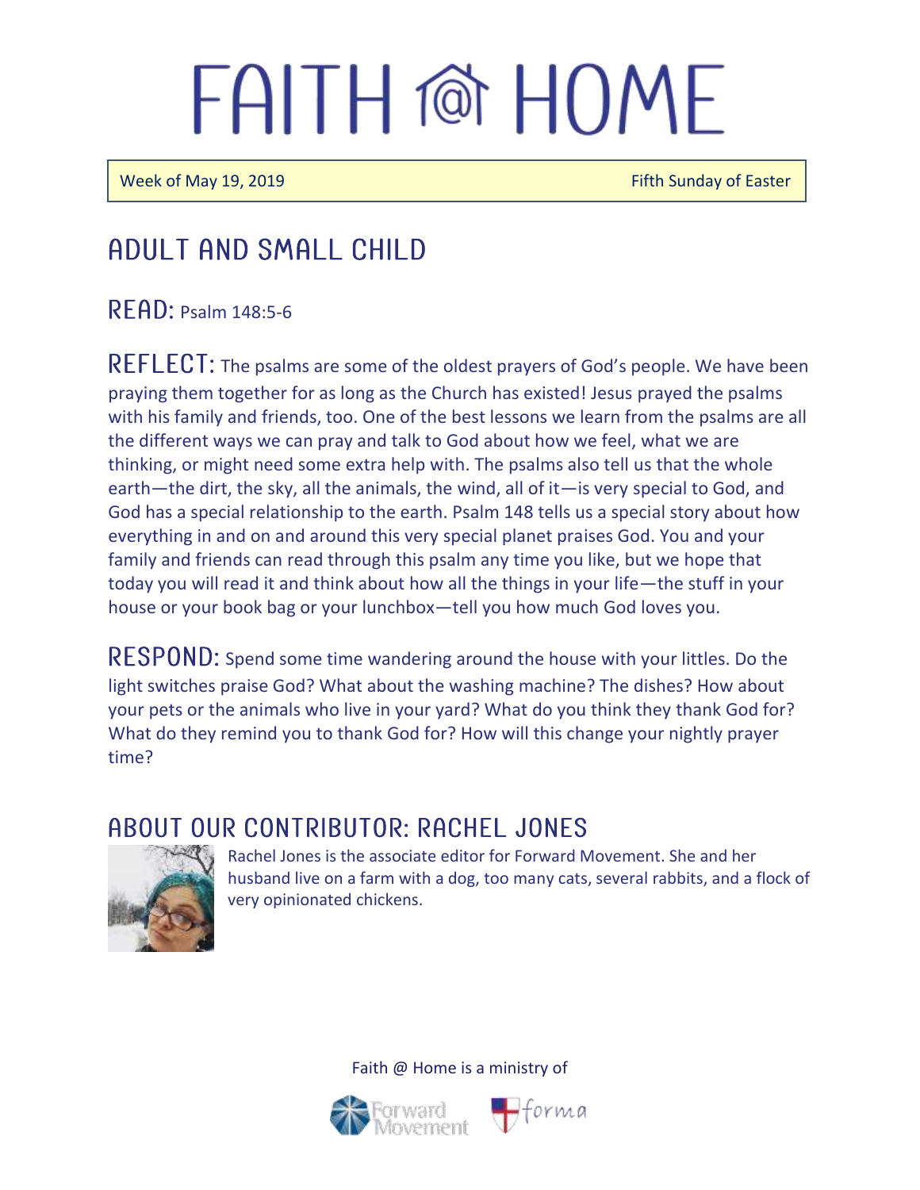# FAITH @ HOME

Week of May 19, 2019 — Fifth Sunday of Easter

## ADULT AND SMALL CHILD

**READ:** Psalm 148:5-6

**REFLECT:** The psalms are some of the oldest prayers of God's people. We have been praying them together for as long as the Church has existed! Jesus prayed the psalms with his family and friends, too. One of the best lessons we learn from the psalms are all the different ways we can pray and talk to God about how we feel, what we are thinking, or might need some extra help with. The psalms also tell us that the whole earth—the dirt, the sky, all the animals, the wind, all of it—is very special to God, and God has a special relationship to the earth. Psalm 148 tells us a special story about how everything in and on and around this very special planet praises God. You and your family and friends can read through this psalm any time you like, but we hope that today you will read it and think about how all the things in your life—the stuff in your house or your book bag or your lunchbox—tell you how much God loves you.

**RESPOND:** Spend some time wandering around the house with your littles. Do the light switches praise God? What about the washing machine? The dishes? How about your pets or the animals who live in your yard? What do you think they thank God for? What do they remind you to thank God for? How will this change your nightly prayer time?

## ABOUT OUR CONTRIBUTOR: RACHEL JONES

Rachel Jones is the associate editor for Forward Movement. She and her husband live on a farm with a dog, too many cats, several rabbits, and a flock of very opinionated chickens.

Faith @ Home is a ministry of Forward Movement and forma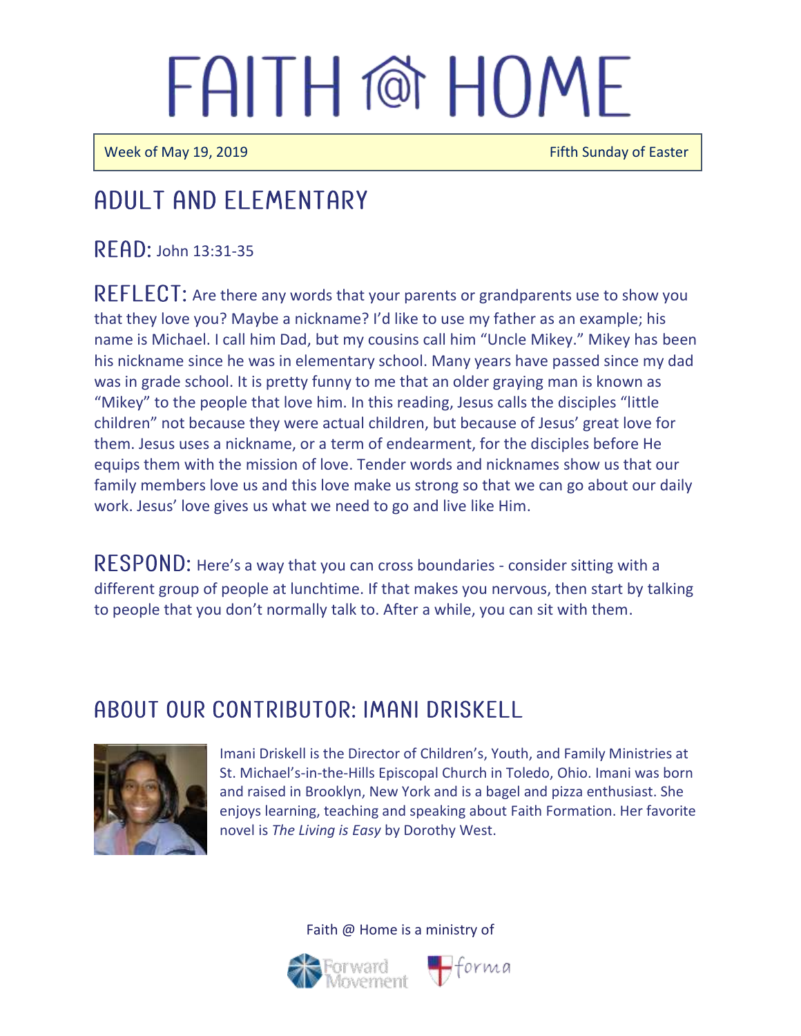# FAITH @ HOME

Week of May 19, 2019 | Fifth Sunday of Easter

## ADULT AND ELEMENTARY

**READ:** John 13:31-35

**REFLECT:** Are there any words that your parents or grandparents use to show you that they love you? Maybe a nickname? I'd like to use my father as an example; his name is Michael. I call him Dad, but my cousins call him "Uncle Mikey." Mikey has been his nickname since he was in elementary school. Many years have passed since my dad was in grade school. It is pretty funny to me that an older graying man is known as "Mikey" to the people that love him. In this reading, Jesus calls the disciples "little children" not because they were actual children, but because of Jesus' great love for them. Jesus uses a nickname, or a term of endearment, for the disciples before He equips them with the mission of love. Tender words and nicknames show us that our family members love us and this love make us strong so that we can go about our daily work. Jesus' love gives us what we need to go and live like Him.

**RESPOND:** Here's a way that you can cross boundaries - consider sitting with a different group of people at lunchtime. If that makes you nervous, then start by talking to people that you don't normally talk to. After a while, you can sit with them.

## ABOUT OUR CONTRIBUTOR: IMANI DRISKELL

Imani Driskell is the Director of Children's, Youth, and Family Ministries at St. Michael's-in-the-Hills Episcopal Church in Toledo, Ohio. Imani was born and raised in Brooklyn, New York and is a bagel and pizza enthusiast. She enjoys learning, teaching and speaking about Faith Formation. Her favorite novel is *The Living is Easy* by Dorothy West.

Faith @ Home is a ministry of Forward Movement and forma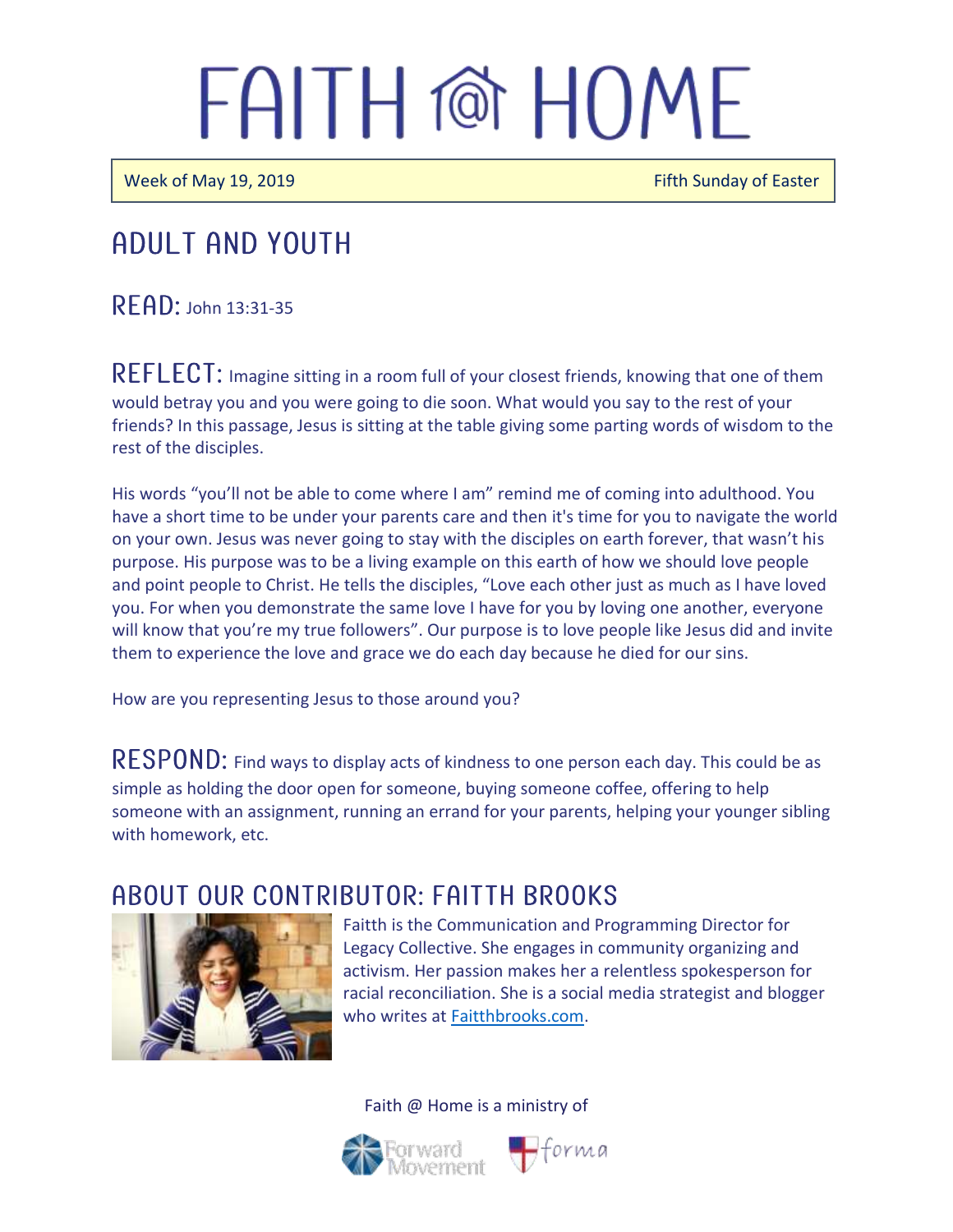# FAITH @ HOME

Week of May 19, 2019 | Fifth Sunday of Easter

## ADULT AND YOUTH

**READ:** John 13:31-35

**REFLECT:** Imagine sitting in a room full of your closest friends, knowing that one of them would betray you and you were going to die soon. What would you say to the rest of your friends? In this passage, Jesus is sitting at the table giving some parting words of wisdom to the rest of the disciples.

His words "you'll not be able to come where I am" remind me of coming into adulthood. You have a short time to be under your parents care and then it's time for you to navigate the world on your own. Jesus was never going to stay with the disciples on earth forever, that wasn't his purpose. His purpose was to be a living example on this earth of how we should love people and point people to Christ. He tells the disciples, "Love each other just as much as I have loved you. For when you demonstrate the same love I have for you by loving one another, everyone will know that you're my true followers". Our purpose is to love people like Jesus did and invite them to experience the love and grace we do each day because he died for our sins.

How are you representing Jesus to those around you?

**RESPOND:** Find ways to display acts of kindness to one person each day. This could be as simple as holding the door open for someone, buying someone coffee, offering to help someone with an assignment, running an errand for your parents, helping your younger sibling with homework, etc.

## ABOUT OUR CONTRIBUTOR: FAITTH BROOKS

Faitth is the Communication and Programming Director for Legacy Collective. She engages in community organizing and activism. Her passion makes her a relentless spokesperson for racial reconciliation. She is a social media strategist and blogger who writes at Faitthbrooks.com.

Faith @ Home is a ministry of

Forward Movement | forma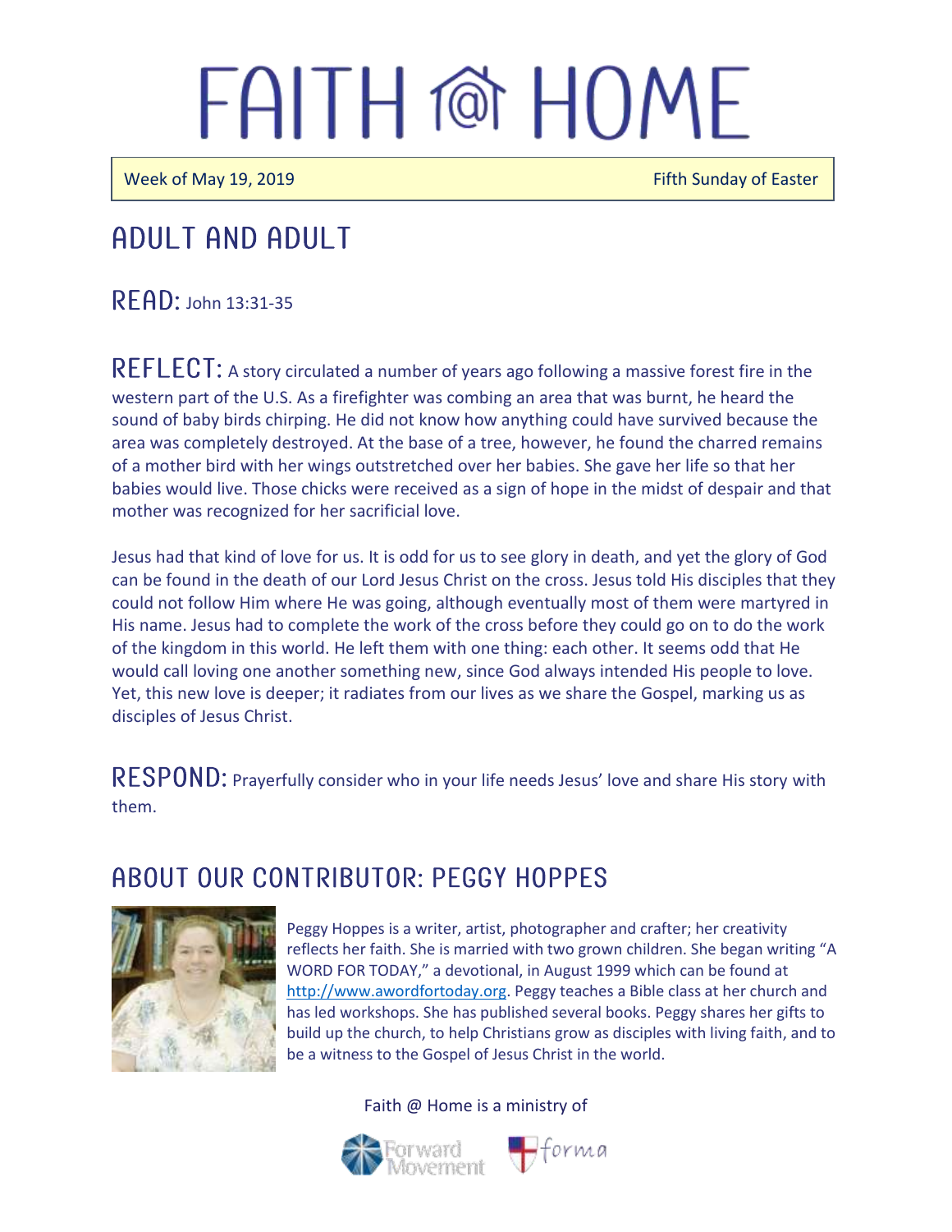# FAITH @ HOME

Week of May 19, 2019 Fifth Sunday of Easter

## ADULT AND ADULT

**READ:** John 13:31-35

**REFLECT:** A story circulated a number of years ago following a massive forest fire in the western part of the U.S. As a firefighter was combing an area that was burnt, he heard the sound of baby birds chirping. He did not know how anything could have survived because the area was completely destroyed. At the base of a tree, however, he found the charred remains of a mother bird with her wings outstretched over her babies. She gave her life so that her babies would live. Those chicks were received as a sign of hope in the midst of despair and that mother was recognized for her sacrificial love.

Jesus had that kind of love for us. It is odd for us to see glory in death, and yet the glory of God can be found in the death of our Lord Jesus Christ on the cross. Jesus told His disciples that they could not follow Him where He was going, although eventually most of them were martyred in His name. Jesus had to complete the work of the cross before they could go on to do the work of the kingdom in this world. He left them with one thing: each other. It seems odd that He would call loving one another something new, since God always intended His people to love. Yet, this new love is deeper; it radiates from our lives as we share the Gospel, marking us as disciples of Jesus Christ.

**RESPOND:** Prayerfully consider who in your life needs Jesus' love and share His story with them.

## ABOUT OUR CONTRIBUTOR: PEGGY HOPPES

Peggy Hoppes is a writer, artist, photographer and crafter; her creativity reflects her faith. She is married with two grown children. She began writing "A WORD FOR TODAY," a devotional, in August 1999 which can be found at http://www.awordfortoday.org. Peggy teaches a Bible class at her church and has led workshops. She has published several books. Peggy shares her gifts to build up the church, to help Christians grow as disciples with living faith, and to be a witness to the Gospel of Jesus Christ in the world.

Faith @ Home is a ministry of

Forward Movement forma